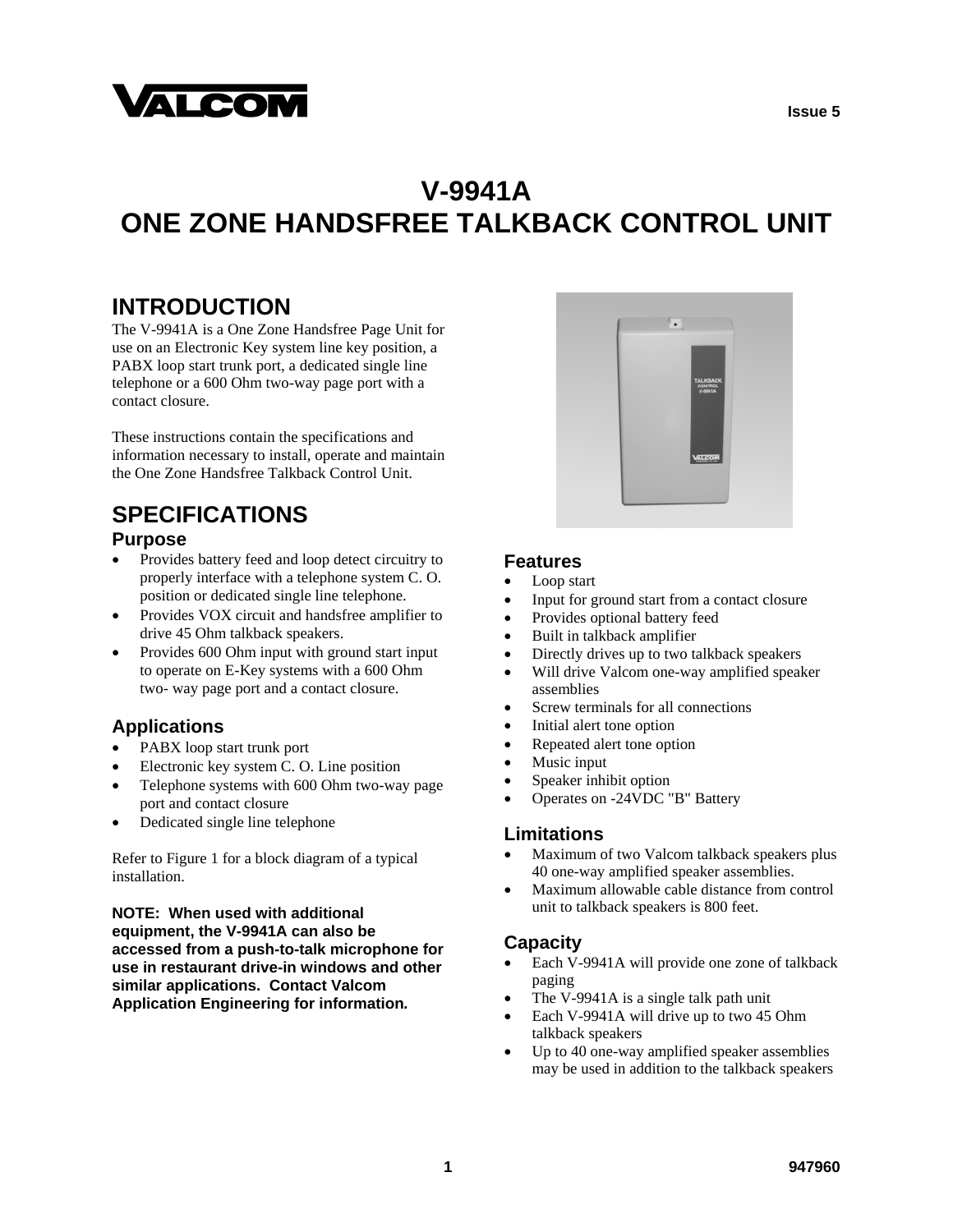# V-9941A
# ONE ZONE HANDSFREE TALKBACK CONTROL UNIT

## INTRODUCTION

The V-9941A is a One Zone Handsfree Page Unit for use on an Electronic Key system line key position, a PABX loop start trunk port, a dedicated single line telephone or a 600 Ohm two-way page port with a contact closure.

These instructions contain the specifications and information necessary to install, operate and maintain the One Zone Handsfree Talkback Control Unit.

## SPECIFICATIONS

### Purpose

- Provides battery feed and loop detect circuitry to properly interface with a telephone system C. O. position or dedicated single line telephone.
- Provides VOX circuit and handsfree amplifier to drive 45 Ohm talkback speakers.
- Provides 600 Ohm input with ground start input to operate on E-Key systems with a 600 Ohm two- way page port and a contact closure.

### Applications

- PABX loop start trunk port
- Electronic key system C. O. Line position
- Telephone systems with 600 Ohm two-way page port and contact closure
- Dedicated single line telephone

Refer to Figure 1 for a block diagram of a typical installation.

**NOTE: When used with additional equipment, the V-9941A can also be accessed from a push-to-talk microphone for use in restaurant drive-in windows and other similar applications. Contact Valcom Application Engineering for information.**

### Features

- Loop start
- Input for ground start from a contact closure
- Provides optional battery feed
- Built in talkback amplifier
- Directly drives up to two talkback speakers
- Will drive Valcom one-way amplified speaker assemblies
- Screw terminals for all connections
- Initial alert tone option
- Repeated alert tone option
- Music input
- Speaker inhibit option
- Operates on -24VDC "B" Battery

### Limitations

- Maximum of two Valcom talkback speakers plus 40 one-way amplified speaker assemblies.
- Maximum allowable cable distance from control unit to talkback speakers is 800 feet.

### Capacity

- Each V-9941A will provide one zone of talkback paging
- The V-9941A is a single talk path unit
- Each V-9941A will drive up to two 45 Ohm talkback speakers
- Up to 40 one-way amplified speaker assemblies may be used in addition to the talkback speakers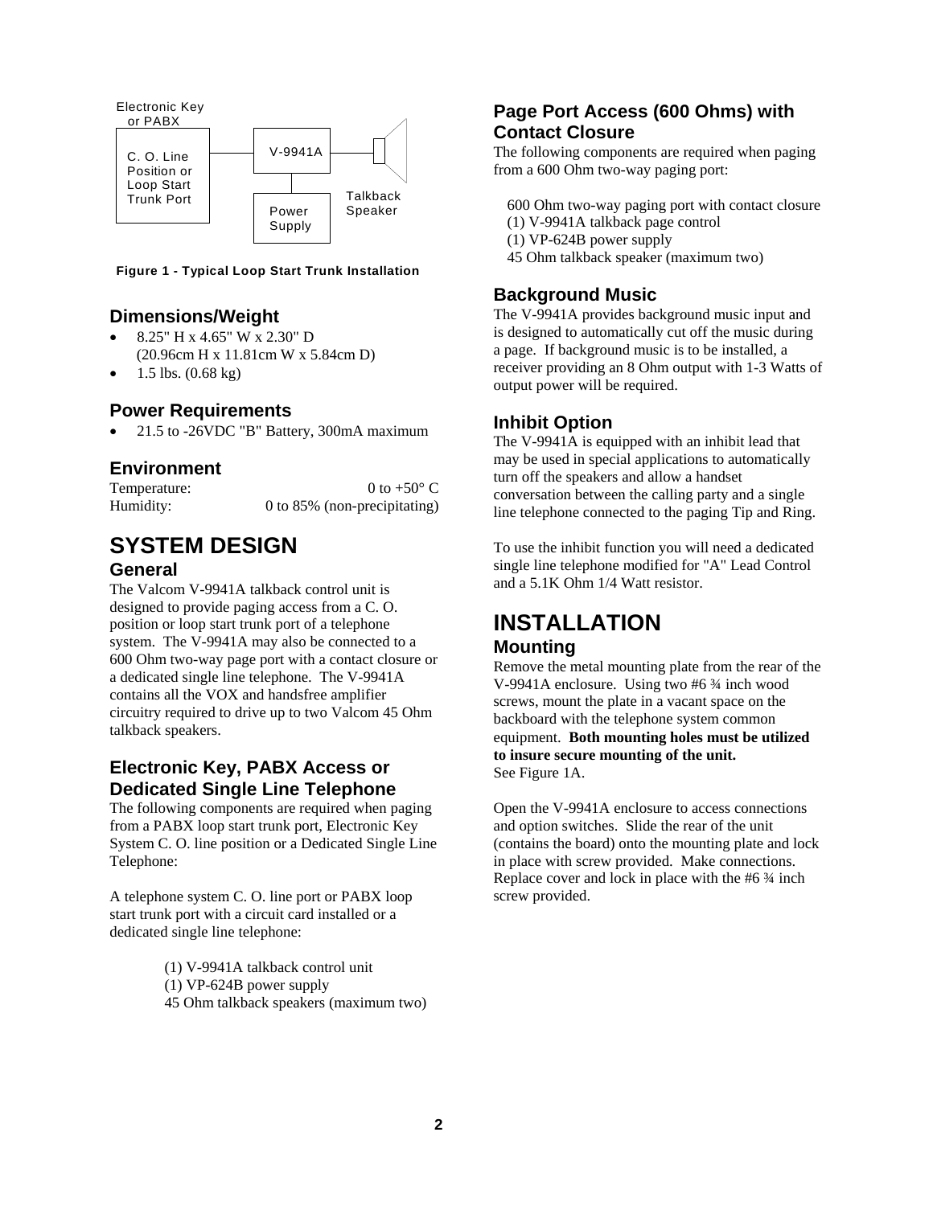Electronic Key or PABX

C. O. Line Position or Loop Start Trunk Port

V-9941A

Power Supply

Talkback Speaker

**Figure 1 - Typical Loop Start Trunk Installation**

### Dimensions/Weight

- 8.25" H x 4.65" W x 2.30" D (20.96cm H x 11.81cm W x 5.84cm D)
- 1.5 lbs. (0.68 kg)

### Power Requirements

- 21.5 to -26VDC "B" Battery, 300mA maximum

### Environment

| | |
|---|---|
| Temperature: | 0 to +50° C |
| Humidity: | 0 to 85% (non-precipitating) |

# SYSTEM DESIGN

### General

The Valcom V-9941A talkback control unit is designed to provide paging access from a C. O. position or loop start trunk port of a telephone system. The V-9941A may also be connected to a 600 Ohm two-way page port with a contact closure or a dedicated single line telephone. The V-9941A contains all the VOX and handsfree amplifier circuitry required to drive up to two Valcom 45 Ohm talkback speakers.

### Electronic Key, PABX Access or Dedicated Single Line Telephone

The following components are required when paging from a PABX loop start trunk port, Electronic Key System C. O. line position or a Dedicated Single Line Telephone:

A telephone system C. O. line port or PABX loop start trunk port with a circuit card installed or a dedicated single line telephone:

(1) V-9941A talkback control unit
(1) VP-624B power supply
45 Ohm talkback speakers (maximum two)

### Page Port Access (600 Ohms) with Contact Closure

The following components are required when paging from a 600 Ohm two-way paging port:

600 Ohm two-way paging port with contact closure
(1) V-9941A talkback page control
(1) VP-624B power supply
45 Ohm talkback speaker (maximum two)

### Background Music

The V-9941A provides background music input and is designed to automatically cut off the music during a page. If background music is to be installed, a receiver providing an 8 Ohm output with 1-3 Watts of output power will be required.

### Inhibit Option

The V-9941A is equipped with an inhibit lead that may be used in special applications to automatically turn off the speakers and allow a handset conversation between the calling party and a single line telephone connected to the paging Tip and Ring.

To use the inhibit function you will need a dedicated single line telephone modified for "A" Lead Control and a 5.1K Ohm 1/4 Watt resistor.

# INSTALLATION

### Mounting

Remove the metal mounting plate from the rear of the V-9941A enclosure. Using two #6 ¾ inch wood screws, mount the plate in a vacant space on the backboard with the telephone system common equipment. **Both mounting holes must be utilized to insure secure mounting of the unit.** See Figure 1A.

Open the V-9941A enclosure to access connections and option switches. Slide the rear of the unit (contains the board) onto the mounting plate and lock in place with screw provided. Make connections. Replace cover and lock in place with the #6 ¾ inch screw provided.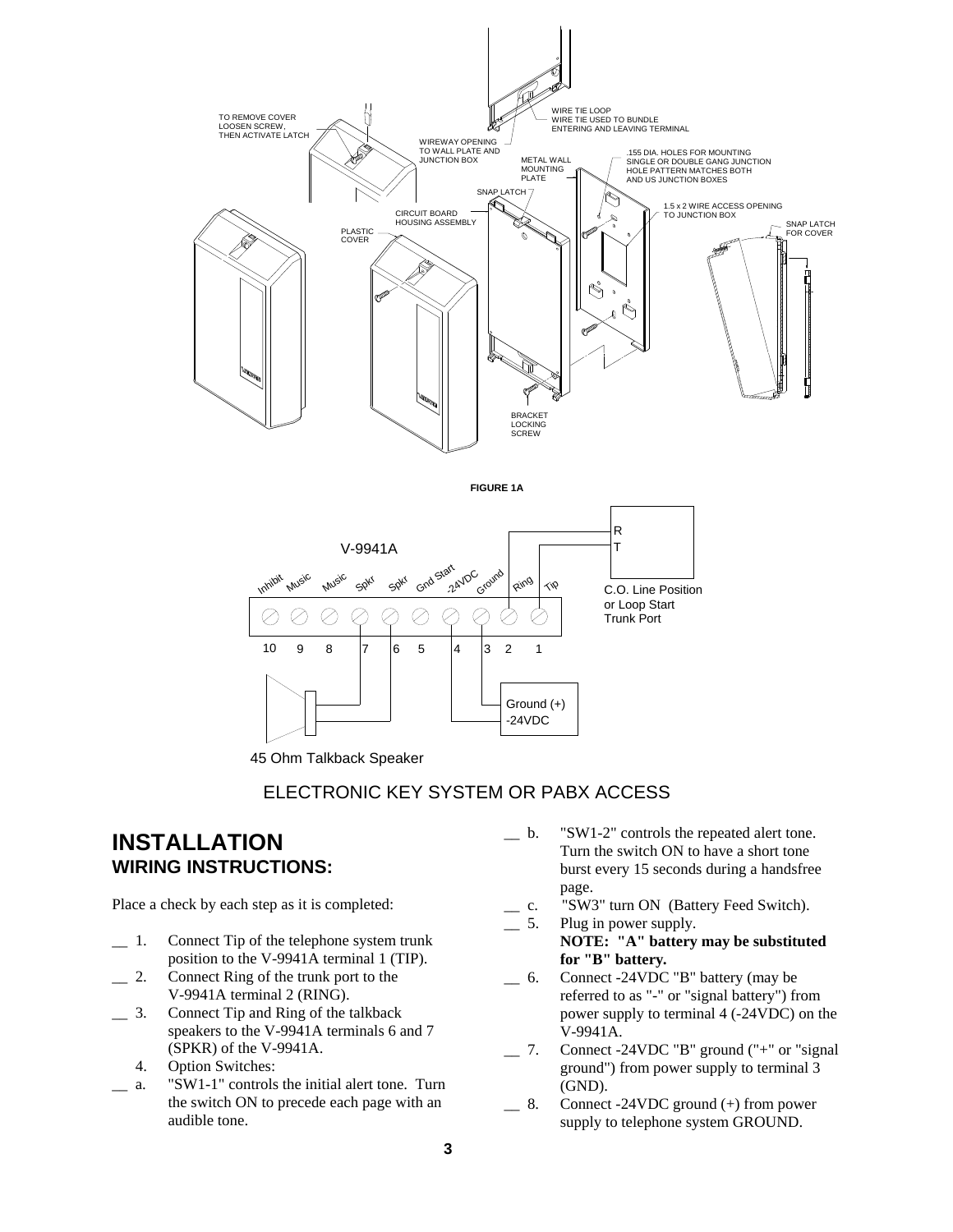FIGURE 1A

ELECTRONIC KEY SYSTEM OR PABX ACCESS

# INSTALLATION

## WIRING INSTRUCTIONS:

Place a check by each step as it is completed:

__ 1. Connect Tip of the telephone system trunk position to the V-9941A terminal 1 (TIP).

__ 2. Connect Ring of the trunk port to the V-9941A terminal 2 (RING).

__ 3. Connect Tip and Ring of the talkback speakers to the V-9941A terminals 6 and 7 (SPKR) of the V-9941A.

4. Option Switches:

__ a. "SW1-1" controls the initial alert tone. Turn the switch ON to precede each page with an audible tone.

__ b. "SW1-2" controls the repeated alert tone. Turn the switch ON to have a short tone burst every 15 seconds during a handsfree page.

__ c. "SW3" turn ON (Battery Feed Switch).

__ 5. Plug in power supply.
**NOTE: "A" battery may be substituted for "B" battery.**

__ 6. Connect -24VDC "B" battery (may be referred to as "-" or "signal battery") from power supply to terminal 4 (-24VDC) on the V-9941A.

__ 7. Connect -24VDC "B" ground ("+" or "signal ground") from power supply to terminal 3 (GND).

__ 8. Connect -24VDC ground (+) from power supply to telephone system GROUND.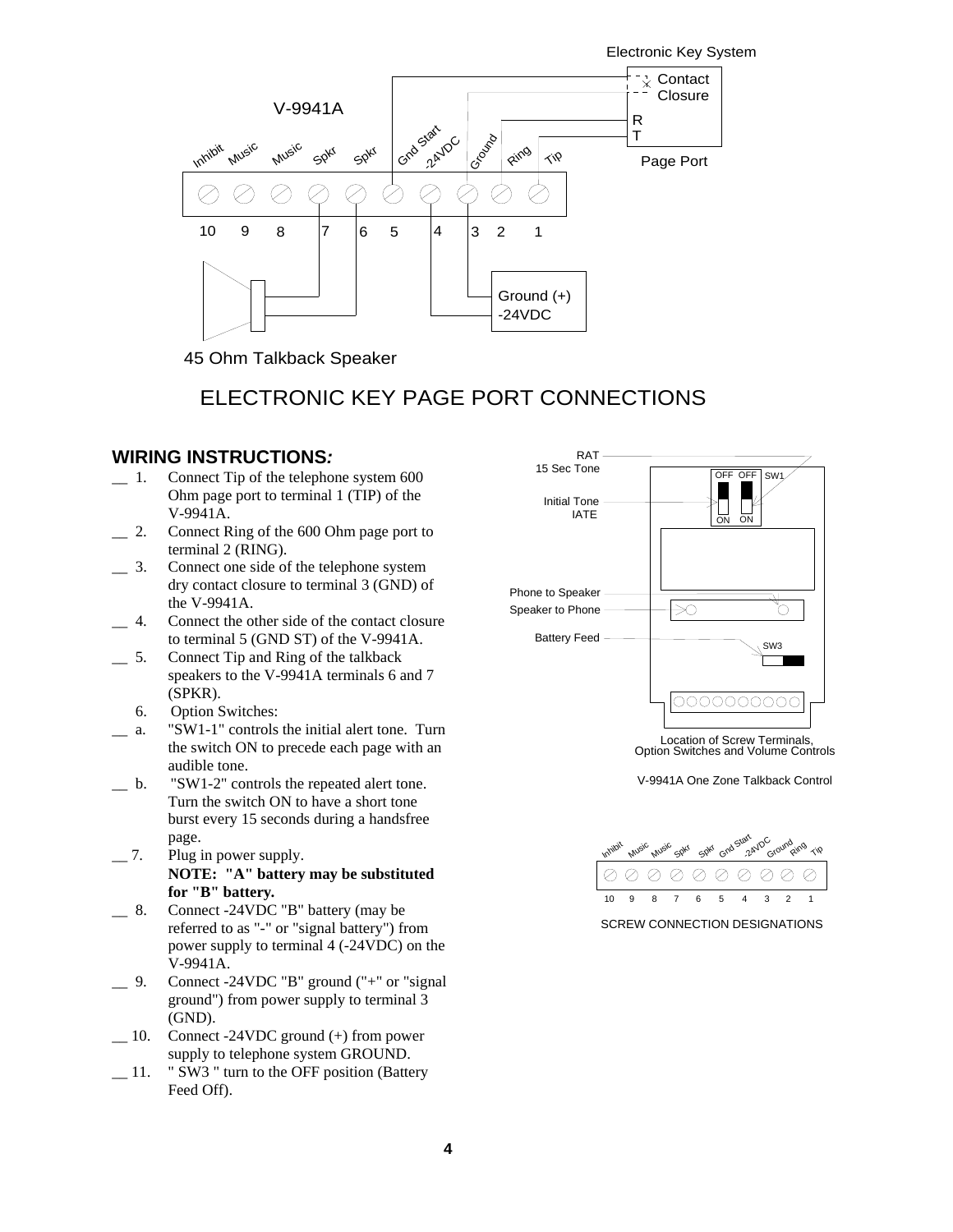Electronic Key System

V-9941A

Inhibit Music Music Spkr Spkr Gnd Start -24VDC Ground Ring Tip

10 9 8 7 6 5 4 3 2 1

Contact Closure

R
T

Page Port

Ground (+)
-24VDC

45 Ohm Talkback Speaker

# ELECTRONIC KEY PAGE PORT CONNECTIONS

## WIRING INSTRUCTIONS*:*

__ 1. Connect Tip of the telephone system 600 Ohm page port to terminal 1 (TIP) of the V-9941A.

__ 2. Connect Ring of the 600 Ohm page port to terminal 2 (RING).

__ 3. Connect one side of the telephone system dry contact closure to terminal 3 (GND) of the V-9941A.

__ 4. Connect the other side of the contact closure to terminal 5 (GND ST) of the V-9941A.

__ 5. Connect Tip and Ring of the talkback speakers to the V-9941A terminals 6 and 7 (SPKR).

6. Option Switches:

__ a. "SW1-1" controls the initial alert tone. Turn the switch ON to precede each page with an audible tone.

__ b. "SW1-2" controls the repeated alert tone. Turn the switch ON to have a short tone burst every 15 seconds during a handsfree page.

__ 7. Plug in power supply.
**NOTE: "A" battery may be substituted for "B" battery.**

__ 8. Connect -24VDC "B" battery (may be referred to as "-" or "signal battery") from power supply to terminal 4 (-24VDC) on the V-9941A.

__ 9. Connect -24VDC "B" ground ("+" or "signal ground") from power supply to terminal 3 (GND).

__ 10. Connect -24VDC ground (+) from power supply to telephone system GROUND.

__ 11. " SW3 " turn to the OFF position (Battery Feed Off).

RAT
15 Sec Tone

Initial Tone
IATE

OFF OFF SW1
ON ON

Phone to Speaker
Speaker to Phone

Battery Feed

SW3

Location of Screw Terminals, Option Switches and Volume Controls

V-9941A One Zone Talkback Control

Inhibit Music Music Spkr Spkr Gnd Start -24VDC Ground Ring Tip

10 9 8 7 6 5 4 3 2 1

SCREW CONNECTION DESIGNATIONS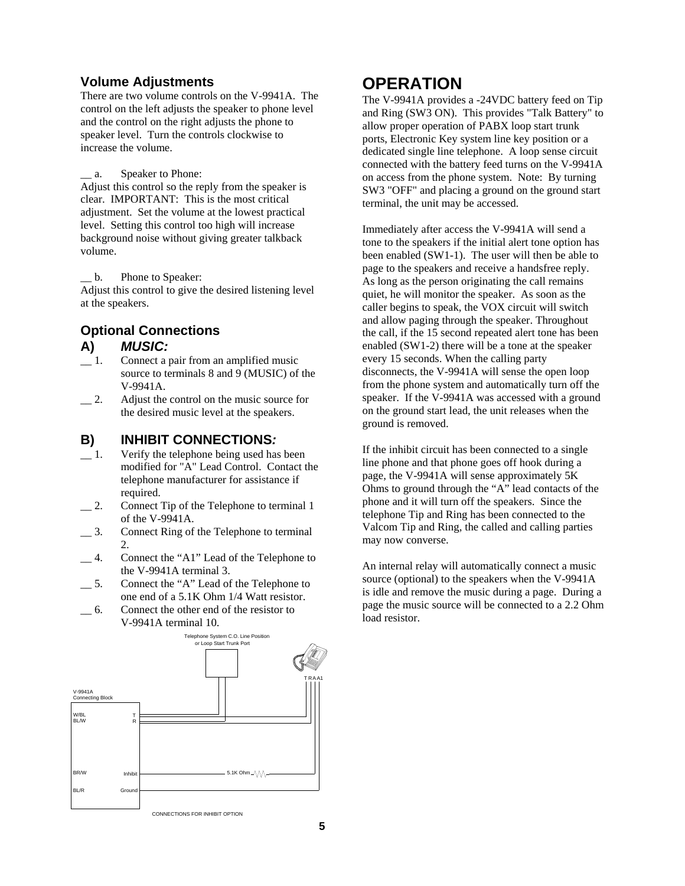## Volume Adjustments

There are two volume controls on the V-9941A. The control on the left adjusts the speaker to phone level and the control on the right adjusts the phone to speaker level. Turn the controls clockwise to increase the volume.

__ a. Speaker to Phone:
Adjust this control so the reply from the speaker is clear. IMPORTANT: This is the most critical adjustment. Set the volume at the lowest practical level. Setting this control too high will increase background noise without giving greater talkback volume.

__ b. Phone to Speaker:
Adjust this control to give the desired listening level at the speakers.

## Optional Connections

### A) *MUSIC:*

__ 1. Connect a pair from an amplified music source to terminals 8 and 9 (MUSIC) of the V-9941A.
__ 2. Adjust the control on the music source for the desired music level at the speakers.

### B) INHIBIT CONNECTIONS*:*

__ 1. Verify the telephone being used has been modified for "A" Lead Control. Contact the telephone manufacturer for assistance if required.
__ 2. Connect Tip of the Telephone to terminal 1 of the V-9941A.
__ 3. Connect Ring of the Telephone to terminal 2.
__ 4. Connect the “A1” Lead of the Telephone to the V-9941A terminal 3.
__ 5. Connect the “A” Lead of the Telephone to one end of a 5.1K Ohm 1/4 Watt resistor.
__ 6. Connect the other end of the resistor to V-9941A terminal 10.

Telephone System C.O. Line Position or Loop Start Trunk Port

T R A A1

V-9941A Connecting Block

W/BL T
BL/W R

BR/W Inhibit 5.1K Ohm

BL/R Ground

CONNECTIONS FOR INHIBIT OPTION

# OPERATION

The V-9941A provides a -24VDC battery feed on Tip and Ring (SW3 ON). This provides "Talk Battery" to allow proper operation of PABX loop start trunk ports, Electronic Key system line key position or a dedicated single line telephone. A loop sense circuit connected with the battery feed turns on the V-9941A on access from the phone system. Note: By turning SW3 "OFF" and placing a ground on the ground start terminal, the unit may be accessed.

Immediately after access the V-9941A will send a tone to the speakers if the initial alert tone option has been enabled (SW1-1). The user will then be able to page to the speakers and receive a handsfree reply. As long as the person originating the call remains quiet, he will monitor the speaker. As soon as the caller begins to speak, the VOX circuit will switch and allow paging through the speaker. Throughout the call, if the 15 second repeated alert tone has been enabled (SW1-2) there will be a tone at the speaker every 15 seconds. When the calling party disconnects, the V-9941A will sense the open loop from the phone system and automatically turn off the speaker. If the V-9941A was accessed with a ground on the ground start lead, the unit releases when the ground is removed.

If the inhibit circuit has been connected to a single line phone and that phone goes off hook during a page, the V-9941A will sense approximately 5K Ohms to ground through the “A” lead contacts of the phone and it will turn off the speakers. Since the telephone Tip and Ring has been connected to the Valcom Tip and Ring, the called and calling parties may now converse.

An internal relay will automatically connect a music source (optional) to the speakers when the V-9941A is idle and remove the music during a page. During a page the music source will be connected to a 2.2 Ohm load resistor.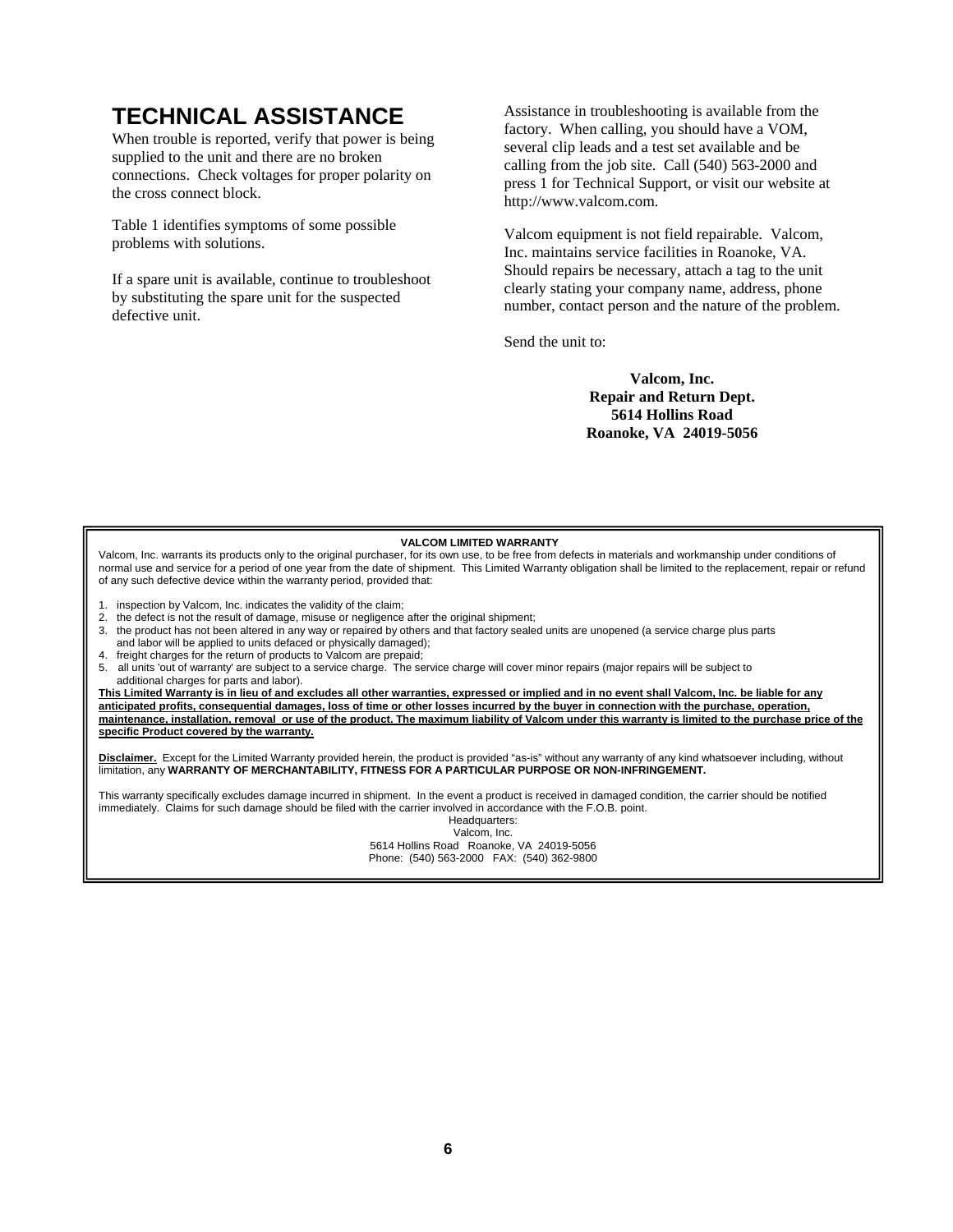# TECHNICAL ASSISTANCE

When trouble is reported, verify that power is being supplied to the unit and there are no broken connections. Check voltages for proper polarity on the cross connect block.

Table 1 identifies symptoms of some possible problems with solutions.

If a spare unit is available, continue to troubleshoot by substituting the spare unit for the suspected defective unit.

Assistance in troubleshooting is available from the factory. When calling, you should have a VOM, several clip leads and a test set available and be calling from the job site. Call (540) 563-2000 and press 1 for Technical Support, or visit our website at http://www.valcom.com.

Valcom equipment is not field repairable. Valcom, Inc. maintains service facilities in Roanoke, VA. Should repairs be necessary, attach a tag to the unit clearly stating your company name, address, phone number, contact person and the nature of the problem.

Send the unit to:

**Valcom, Inc.**
**Repair and Return Dept.**
**5614 Hollins Road**
**Roanoke, VA 24019-5056**

**VALCOM LIMITED WARRANTY**

Valcom, Inc. warrants its products only to the original purchaser, for its own use, to be free from defects in materials and workmanship under conditions of normal use and service for a period of one year from the date of shipment. This Limited Warranty obligation shall be limited to the replacement, repair or refund of any such defective device within the warranty period, provided that:

1. inspection by Valcom, Inc. indicates the validity of the claim;
2. the defect is not the result of damage, misuse or negligence after the original shipment;
3. the product has not been altered in any way or repaired by others and that factory sealed units are unopened (a service charge plus parts and labor will be applied to units defaced or physically damaged);
4. freight charges for the return of products to Valcom are prepaid;
5. all units 'out of warranty' are subject to a service charge. The service charge will cover minor repairs (major repairs will be subject to additional charges for parts and labor).

**This Limited Warranty is in lieu of and excludes all other warranties, expressed or implied and in no event shall Valcom, Inc. be liable for any anticipated profits, consequential damages, loss of time or other losses incurred by the buyer in connection with the purchase, operation, maintenance, installation, removal or use of the product. The maximum liability of Valcom under this warranty is limited to the purchase price of the specific Product covered by the warranty.**

**Disclaimer.** Except for the Limited Warranty provided herein, the product is provided "as-is" without any warranty of any kind whatsoever including, without limitation, any **WARRANTY OF MERCHANTABILITY, FITNESS FOR A PARTICULAR PURPOSE OR NON-INFRINGEMENT.**

This warranty specifically excludes damage incurred in shipment. In the event a product is received in damaged condition, the carrier should be notified immediately. Claims for such damage should be filed with the carrier involved in accordance with the F.O.B. point.

Headquarters:
Valcom, Inc.
5614 Hollins Road Roanoke, VA 24019-5056
Phone: (540) 563-2000 FAX: (540) 362-9800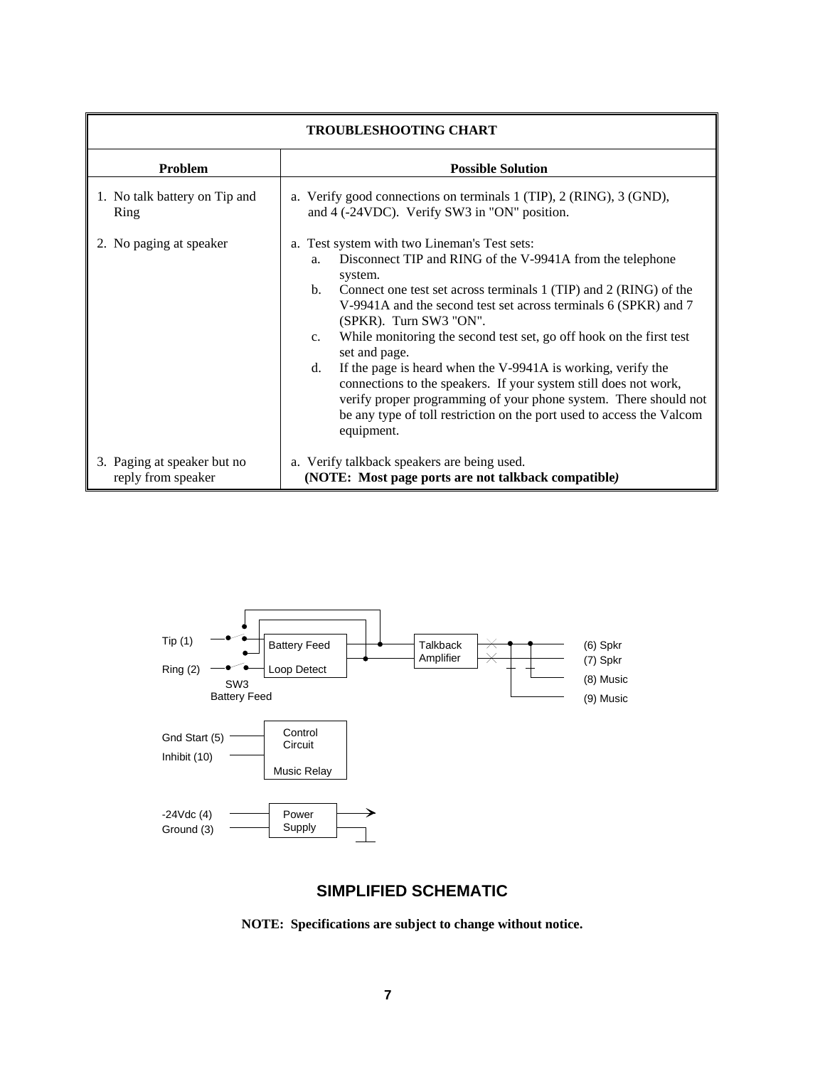| TROUBLESHOOTING CHART | |
|---|---|
| **Problem** | **Possible Solution** |
| 1. No talk battery on Tip and Ring | a. Verify good connections on terminals 1 (TIP), 2 (RING), 3 (GND), and 4 (-24VDC). Verify SW3 in "ON" position. |
| 2. No paging at speaker | a. Test system with two Lineman's Test sets:<br>a. Disconnect TIP and RING of the V-9941A from the telephone system.<br>b. Connect one test set across terminals 1 (TIP) and 2 (RING) of the V-9941A and the second test set across terminals 6 (SPKR) and 7 (SPKR). Turn SW3 "ON".<br>c. While monitoring the second test set, go off hook on the first test set and page.<br>d. If the page is heard when the V-9941A is working, verify the connections to the speakers. If your system still does not work, verify proper programming of your phone system. There should not be any type of toll restriction on the port used to access the Valcom equipment. |
| 3. Paging at speaker but no reply from speaker | a. Verify talkback speakers are being used.<br>**(NOTE: Most page ports are not talkback compatible)** |

Tip (1)
Ring (2)
SW3
Battery Feed
Battery Feed
Loop Detect
Talkback
Amplifier
(6) Spkr
(7) Spkr
(8) Music
(9) Music
Gnd Start (5)
Inhibit (10)
Control
Circuit
Music Relay
-24Vdc (4)
Ground (3)
Power
Supply

## SIMPLIFIED SCHEMATIC

**NOTE: Specifications are subject to change without notice.**